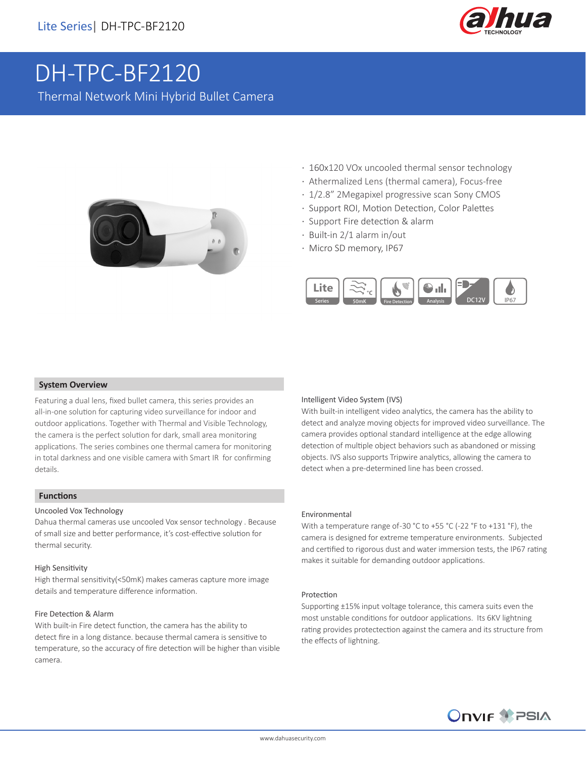# DH-TPC-BF2120

Thermal Network Mini Hybrid Bullet Camera

- 160x120 VOx uncooled thermal sensor technology
- Athermalized Lens (thermal camera), Focus-free
- 1/2.8" 2Megapixel progressive scan Sony CMOS
- Support ROI, Motion Detection, Color Palettes
- Support Fire detection & alarm
- Built-in 2/1 alarm in/out
- Micro SD memory, IP67

## System Overview

Featuring a dual lens, fixed bullet camera, this series provides an all-in-one solution for capturing video surveillance for indoor and outdoor applications. Together with Thermal and Visible Technology, the camera is the perfect solution for dark, small area monitoring applications. The series combines one thermal camera for monitoring in total darkness and one visible camera with Smart IR for confirming details.

## Functions

### Uncooled Vox Technology

Dahua thermal cameras use uncooled Vox sensor technology . Because of small size and better performance, it's cost-effective solution for thermal security.

### High Sensitivity

High thermal sensitivity(<50mK) makes cameras capture more image details and temperature difference information.

### Fire Detection & Alarm

With built-in Fire detect function, the camera has the ability to detect fire in a long distance. because thermal camera is sensitive to temperature, so the accuracy of fire detection will be higher than visible camera.

### Intelligent Video System (IVS)

With built-in intelligent video analytics, the camera has the ability to detect and analyze moving objects for improved video surveillance. The camera provides optional standard intelligence at the edge allowing detection of multiple object behaviors such as abandoned or missing objects. IVS also supports Tripwire analytics, allowing the camera to detect when a pre-determined line has been crossed.

### Environmental

With a temperature range of-30 °C to +55 °C (-22 °F to +131 °F), the camera is designed for extreme temperature environments. Subjected and certified to rigorous dust and water immersion tests, the IP67 rating makes it suitable for demanding outdoor applications.

### Protection

Supporting ±15% input voltage tolerance, this camera suits even the most unstable conditions for outdoor applications. Its 6KV lightning rating provides protectection against the camera and its structure from the effects of lightning.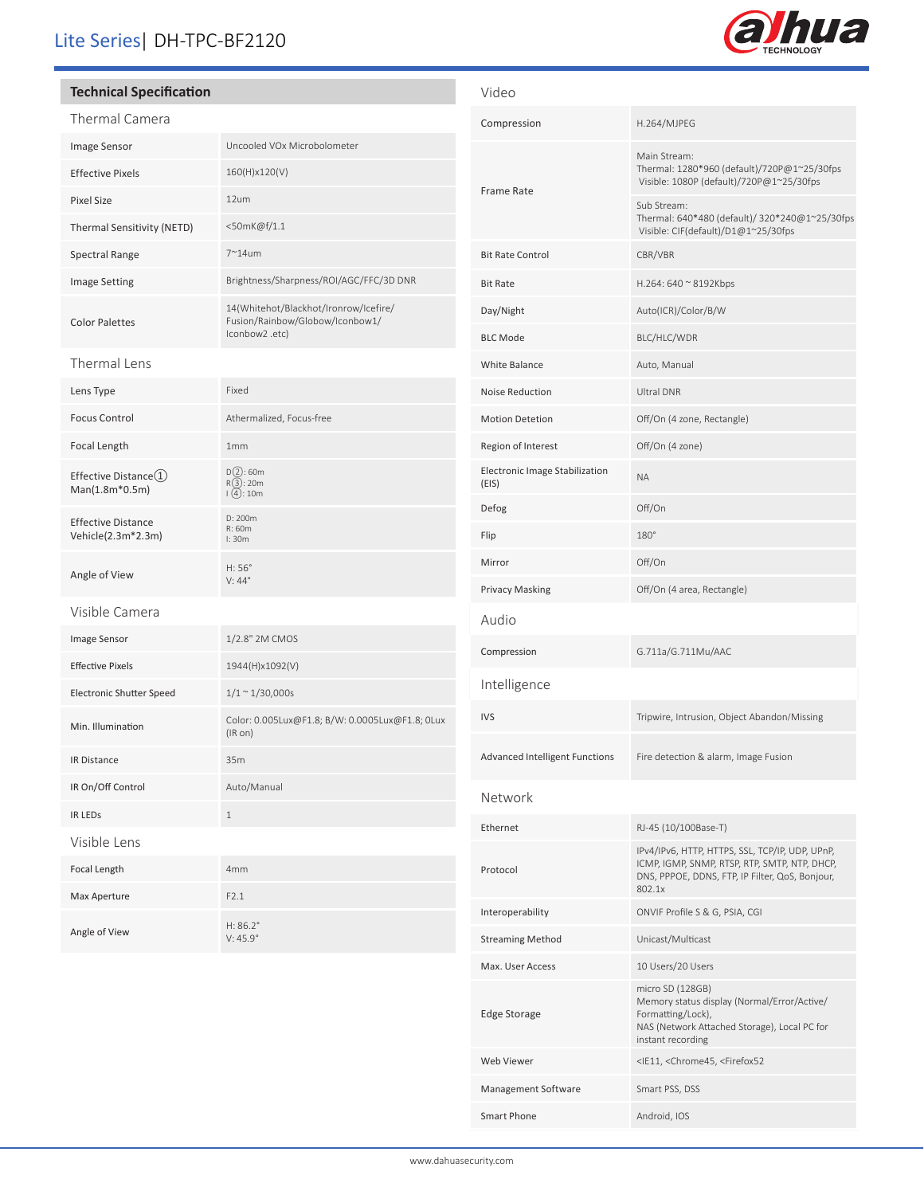# Lite Series| DH-TPC-BF2120

## Technical Specification

### Thermal Camera

| | |
|---|---|
| Image Sensor | Uncooled VOx Microbolometer |
| Effective Pixels | 160(H)x120(V) |
| Pixel Size | 12um |
| Thermal Sensitivity (NETD) | <50mK@f/1.1 |
| Spectral Range | 7~14um |
| Image Setting | Brightness/Sharpness/ROI/AGC/FFC/3D DNR |
| Color Palettes | 14(Whitehot/Blackhot/Ironrow/Icefire/ Fusion/Rainbow/Globow/Iconbow1/ Iconbow2 .etc) |

### Thermal Lens

| | |
|---|---|
| Lens Type | Fixed |
| Focus Control | Athermalized, Focus-free |
| Focal Length | 1mm |
| Effective Distance① Man(1.8m*0.5m) | D②: 60m<br>R③: 20m<br>I④: 10m |
| Effective Distance Vehicle(2.3m*2.3m) | D: 200m<br>R: 60m<br>I: 30m |
| Angle of View | H: 56°<br>V: 44° |

### Visible Camera

| | |
|---|---|
| Image Sensor | 1/2.8" 2M CMOS |
| Effective Pixels | 1944(H)x1092(V) |
| Electronic Shutter Speed | 1/1 ~ 1/30,000s |
| Min. Illumination | Color: 0.005Lux@F1.8; B/W: 0.0005Lux@F1.8; 0Lux (IR on) |
| IR Distance | 35m |
| IR On/Off Control | Auto/Manual |
| IR LEDs | 1 |

### Visible Lens

| | |
|---|---|
| Focal Length | 4mm |
| Max Aperture | F2.1 |
| Angle of View | H: 86.2°<br>V: 45.9° |

### Video

| | |
|---|---|
| Compression | H.264/MJPEG |
| Frame Rate | Main Stream:<br>Thermal: 1280*960 (default)/720P@1~25/30fps<br>Visible: 1080P (default)/720P@1~25/30fps<br>Sub Stream:<br>Thermal: 640*480 (default)/ 320*240@1~25/30fps<br>Visible: CIF(default)/D1@1~25/30fps |
| Bit Rate Control | CBR/VBR |
| Bit Rate | H.264: 640 ~ 8192Kbps |
| Day/Night | Auto(ICR)/Color/B/W |
| BLC Mode | BLC/HLC/WDR |
| White Balance | Auto, Manual |
| Noise Reduction | Ultral DNR |
| Motion Detetion | Off/On (4 zone, Rectangle) |
| Region of Interest | Off/On (4 zone) |
| Electronic Image Stabilization (EIS) | NA |
| Defog | Off/On |
| Flip | 180° |
| Mirror | Off/On |
| Privacy Masking | Off/On (4 area, Rectangle) |

### Audio

| | |
|---|---|
| Compression | G.711a/G.711Mu/AAC |

### Intelligence

| | |
|---|---|
| IVS | Tripwire, Intrusion, Object Abandon/Missing |
| Advanced Intelligent Functions | Fire detection & alarm, Image Fusion |

### Network

| | |
|---|---|
| Ethernet | RJ-45 (10/100Base-T) |
| Protocol | IPv4/IPv6, HTTP, HTTPS, SSL, TCP/IP, UDP, UPnP, ICMP, IGMP, SNMP, RTSP, RTP, SMTP, NTP, DHCP, DNS, PPPOE, DDNS, FTP, IP Filter, QoS, Bonjour, 802.1x |
| Interoperability | ONVIF Profile S & G, PSIA, CGI |
| Streaming Method | Unicast/Multicast |
| Max. User Access | 10 Users/20 Users |
| Edge Storage | micro SD (128GB)<br>Memory status display (Normal/Error/Active/ Formatting/Lock),<br>NAS (Network Attached Storage), Local PC for instant recording |
| Web Viewer | <IE11, <Chrome45, <Firefox52 |
| Management Software | Smart PSS, DSS |
| Smart Phone | Android, IOS |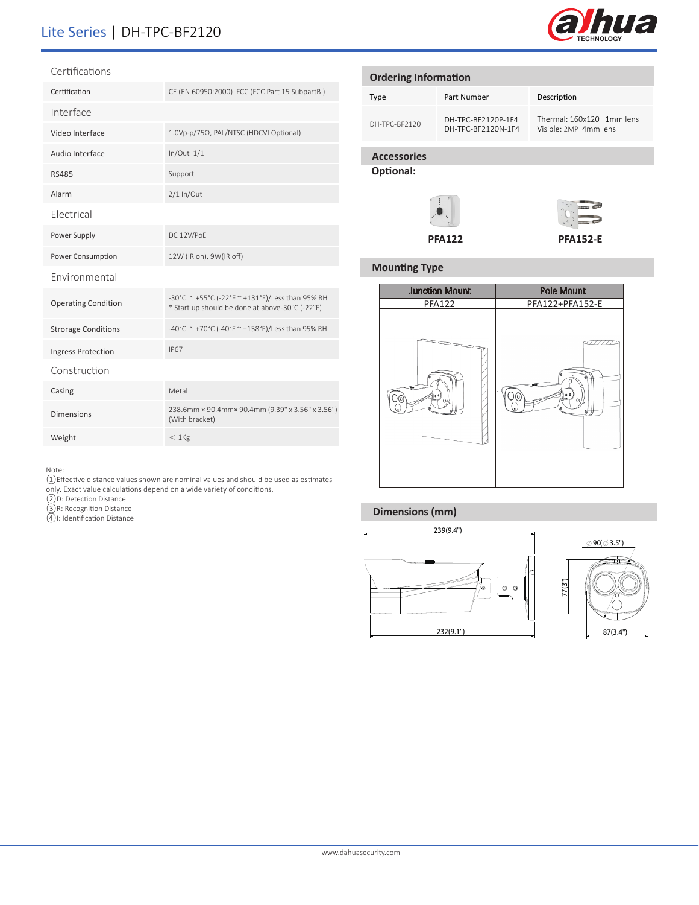## Certifications

| | |
|---|---|
| Certification | CE (EN 60950:2000) FCC (FCC Part 15 SubpartB ) |

## Interface

| | |
|---|---|
| Video Interface | 1.0Vp-p/75Ω, PAL/NTSC (HDCVI Optional) |
| Audio Interface | In/Out 1/1 |
| RS485 | Support |
| Alarm | 2/1 In/Out |

## Electrical

| | |
|---|---|
| Power Supply | DC 12V/PoE |
| Power Consumption | 12W (IR on), 9W(IR off) |

## Environmental

| | |
|---|---|
| Operating Condition | -30°C ~+55°C (-22°F ~+131°F)/Less than 95% RH<br>* Start up should be done at above-30°C (-22°F) |
| Strorage Conditions | -40°C ~+70°C (-40°F ~+158°F)/Less than 95% RH |
| Ingress Protection | IP67 |

## Construction

| | |
|---|---|
| Casing | Metal |
| Dimensions | 238.6mm × 90.4mm× 90.4mm (9.39" x 3.56" x 3.56")<br>(With bracket) |
| Weight | < 1Kg |

Note:
①Effective distance values shown are nominal values and should be used as estimates only. Exact value calculations depend on a wide variety of conditions.
②D: Detection Distance
③R: Recognition Distance
④I: Identification Distance

## Ordering Information

| Type | Part Number | Description |
|---|---|---|
| DH-TPC-BF2120 | DH-TPC-BF2120P-1F4<br>DH-TPC-BF2120N-1F4 | Thermal: 160x120 1mm lens<br>Visible: 2MP 4mm lens |

## Accessories

**Optional:**

**PFA122**

**PFA152-E**

## Mounting Type

| Junction Mount | Pole Mount |
|---|---|
| PFA122 | PFA122+PFA152-E |

## Dimensions (mm)

239(9.4")
232(9.1")
90(3.5")
77(3")
87(3.4")